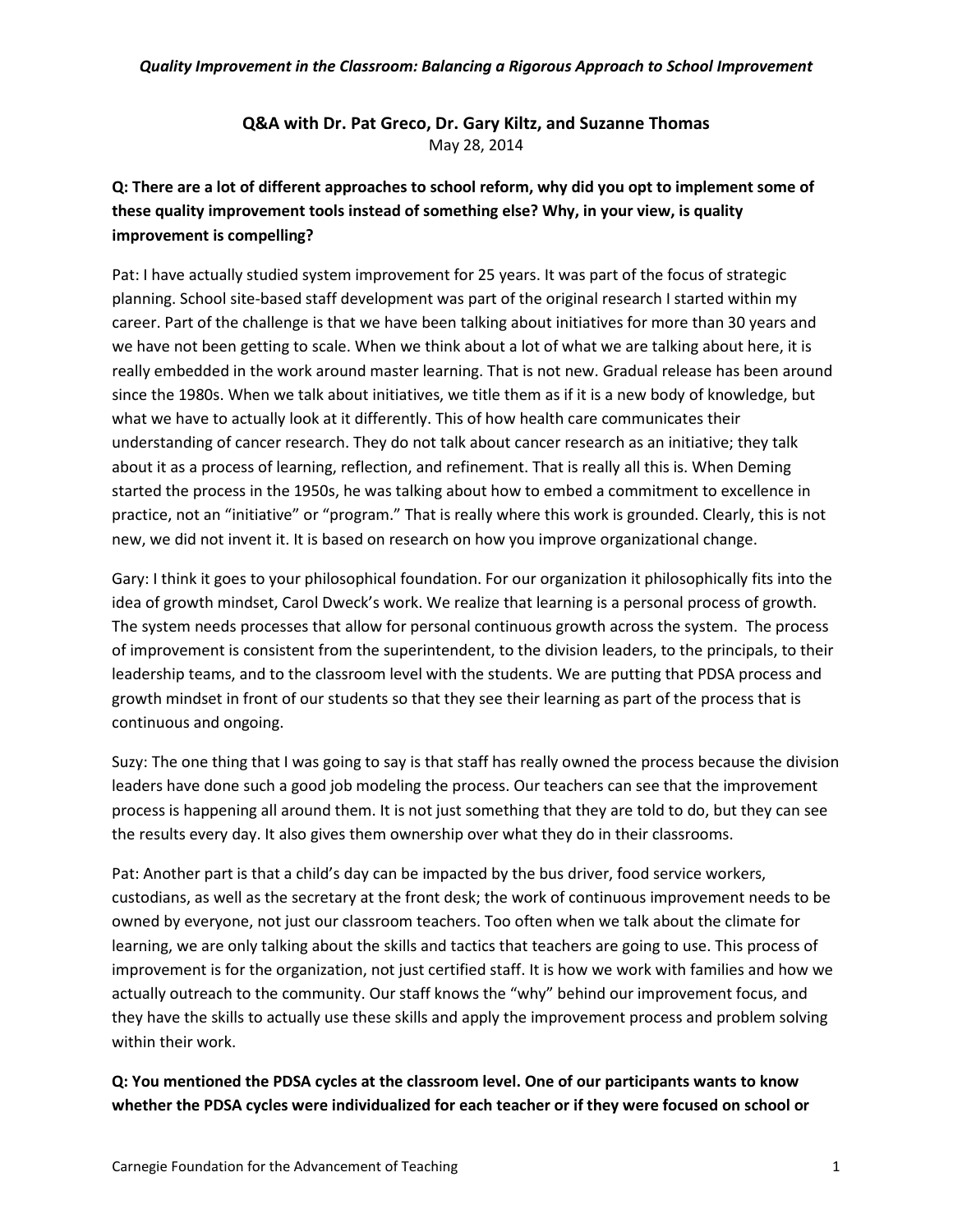*Quality Improvement in the Classroom: Balancing a Rigorous Approach to School Improvement*

## Q&A with Dr. Pat Greco, Dr. Gary Kiltz, and Suzanne Thomas

May 28, 2014

**Q: There are a lot of different approaches to school reform, why did you opt to implement some of these quality improvement tools instead of something else? Why, in your view, is quality improvement is compelling?**

Pat: I have actually studied system improvement for 25 years. It was part of the focus of strategic planning. School site-based staff development was part of the original research I started within my career. Part of the challenge is that we have been talking about initiatives for more than 30 years and we have not been getting to scale. When we think about a lot of what we are talking about here, it is really embedded in the work around master learning. That is not new. Gradual release has been around since the 1980s. When we talk about initiatives, we title them as if it is a new body of knowledge, but what we have to actually look at it differently. This of how health care communicates their understanding of cancer research. They do not talk about cancer research as an initiative; they talk about it as a process of learning, reflection, and refinement. That is really all this is. When Deming started the process in the 1950s, he was talking about how to embed a commitment to excellence in practice, not an "initiative" or "program." That is really where this work is grounded. Clearly, this is not new, we did not invent it. It is based on research on how you improve organizational change.

Gary: I think it goes to your philosophical foundation. For our organization it philosophically fits into the idea of growth mindset, Carol Dweck's work. We realize that learning is a personal process of growth. The system needs processes that allow for personal continuous growth across the system. The process of improvement is consistent from the superintendent, to the division leaders, to the principals, to their leadership teams, and to the classroom level with the students. We are putting that PDSA process and growth mindset in front of our students so that they see their learning as part of the process that is continuous and ongoing.

Suzy: The one thing that I was going to say is that staff has really owned the process because the division leaders have done such a good job modeling the process. Our teachers can see that the improvement process is happening all around them. It is not just something that they are told to do, but they can see the results every day. It also gives them ownership over what they do in their classrooms.

Pat: Another part is that a child's day can be impacted by the bus driver, food service workers, custodians, as well as the secretary at the front desk; the work of continuous improvement needs to be owned by everyone, not just our classroom teachers. Too often when we talk about the climate for learning, we are only talking about the skills and tactics that teachers are going to use. This process of improvement is for the organization, not just certified staff. It is how we work with families and how we actually outreach to the community. Our staff knows the "why" behind our improvement focus, and they have the skills to actually use these skills and apply the improvement process and problem solving within their work.

**Q: You mentioned the PDSA cycles at the classroom level. One of our participants wants to know whether the PDSA cycles were individualized for each teacher or if they were focused on school or**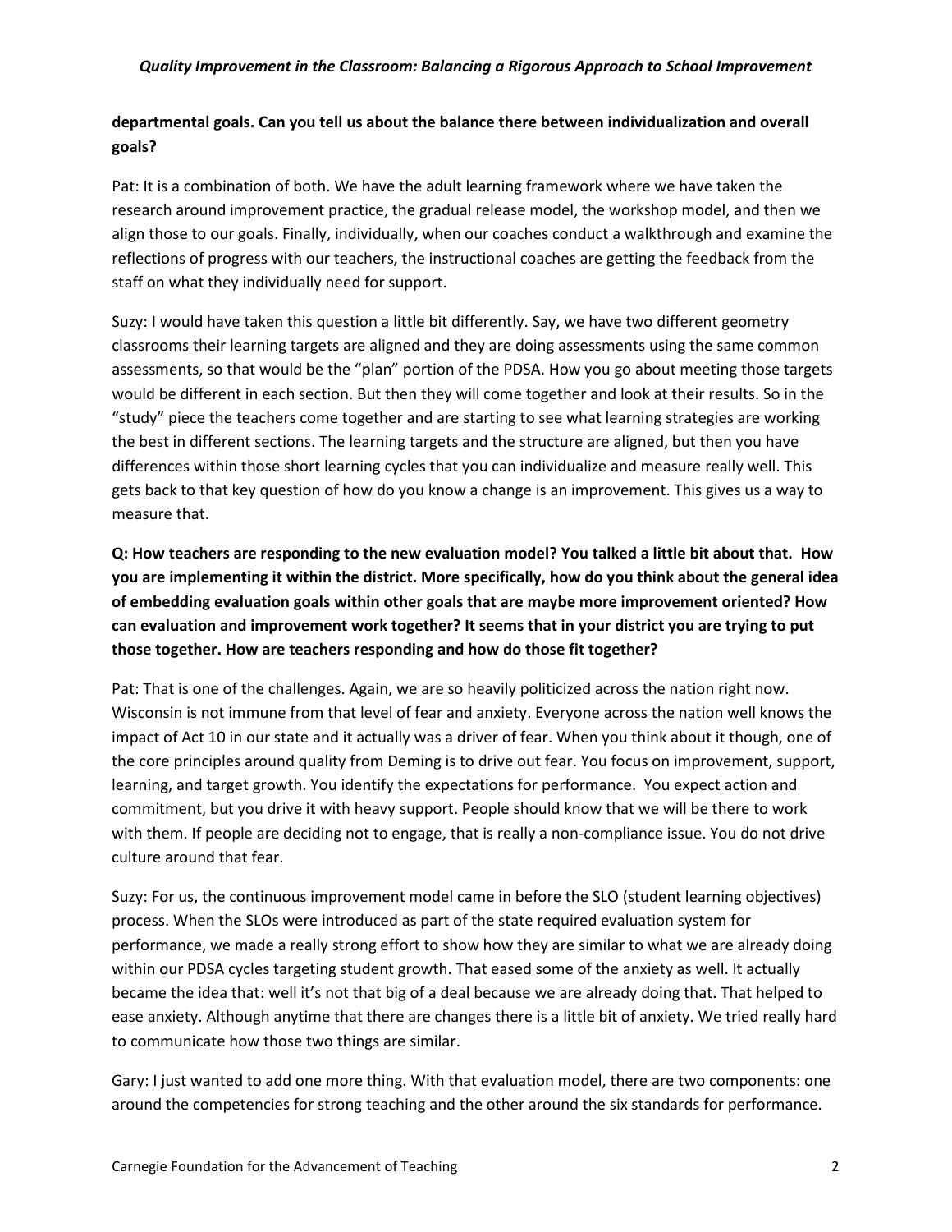**departmental goals. Can you tell us about the balance there between individualization and overall goals?**

Pat: It is a combination of both. We have the adult learning framework where we have taken the research around improvement practice, the gradual release model, the workshop model, and then we align those to our goals. Finally, individually, when our coaches conduct a walkthrough and examine the reflections of progress with our teachers, the instructional coaches are getting the feedback from the staff on what they individually need for support.

Suzy: I would have taken this question a little bit differently. Say, we have two different geometry classrooms their learning targets are aligned and they are doing assessments using the same common assessments, so that would be the "plan" portion of the PDSA. How you go about meeting those targets would be different in each section. But then they will come together and look at their results. So in the "study" piece the teachers come together and are starting to see what learning strategies are working the best in different sections. The learning targets and the structure are aligned, but then you have differences within those short learning cycles that you can individualize and measure really well. This gets back to that key question of how do you know a change is an improvement. This gives us a way to measure that.

**Q: How teachers are responding to the new evaluation model? You talked a little bit about that. How you are implementing it within the district. More specifically, how do you think about the general idea of embedding evaluation goals within other goals that are maybe more improvement oriented? How can evaluation and improvement work together? It seems that in your district you are trying to put those together. How are teachers responding and how do those fit together?**

Pat: That is one of the challenges. Again, we are so heavily politicized across the nation right now. Wisconsin is not immune from that level of fear and anxiety. Everyone across the nation well knows the impact of Act 10 in our state and it actually was a driver of fear. When you think about it though, one of the core principles around quality from Deming is to drive out fear. You focus on improvement, support, learning, and target growth. You identify the expectations for performance. You expect action and commitment, but you drive it with heavy support. People should know that we will be there to work with them. If people are deciding not to engage, that is really a non-compliance issue. You do not drive culture around that fear.

Suzy: For us, the continuous improvement model came in before the SLO (student learning objectives) process. When the SLOs were introduced as part of the state required evaluation system for performance, we made a really strong effort to show how they are similar to what we are already doing within our PDSA cycles targeting student growth. That eased some of the anxiety as well. It actually became the idea that: well it's not that big of a deal because we are already doing that. That helped to ease anxiety. Although anytime that there are changes there is a little bit of anxiety. We tried really hard to communicate how those two things are similar.

Gary: I just wanted to add one more thing. With that evaluation model, there are two components: one around the competencies for strong teaching and the other around the six standards for performance.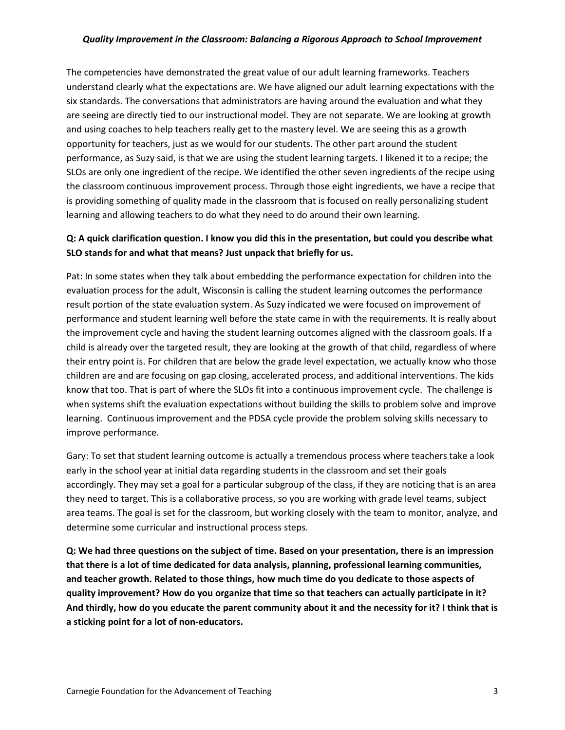The competencies have demonstrated the great value of our adult learning frameworks. Teachers understand clearly what the expectations are. We have aligned our adult learning expectations with the six standards. The conversations that administrators are having around the evaluation and what they are seeing are directly tied to our instructional model. They are not separate. We are looking at growth and using coaches to help teachers really get to the mastery level. We are seeing this as a growth opportunity for teachers, just as we would for our students. The other part around the student performance, as Suzy said, is that we are using the student learning targets. I likened it to a recipe; the SLOs are only one ingredient of the recipe. We identified the other seven ingredients of the recipe using the classroom continuous improvement process. Through those eight ingredients, we have a recipe that is providing something of quality made in the classroom that is focused on really personalizing student learning and allowing teachers to do what they need to do around their own learning.

**Q: A quick clarification question. I know you did this in the presentation, but could you describe what SLO stands for and what that means? Just unpack that briefly for us.**

Pat: In some states when they talk about embedding the performance expectation for children into the evaluation process for the adult, Wisconsin is calling the student learning outcomes the performance result portion of the state evaluation system. As Suzy indicated we were focused on improvement of performance and student learning well before the state came in with the requirements. It is really about the improvement cycle and having the student learning outcomes aligned with the classroom goals. If a child is already over the targeted result, they are looking at the growth of that child, regardless of where their entry point is. For children that are below the grade level expectation, we actually know who those children are and are focusing on gap closing, accelerated process, and additional interventions. The kids know that too. That is part of where the SLOs fit into a continuous improvement cycle. The challenge is when systems shift the evaluation expectations without building the skills to problem solve and improve learning. Continuous improvement and the PDSA cycle provide the problem solving skills necessary to improve performance.

Gary: To set that student learning outcome is actually a tremendous process where teachers take a look early in the school year at initial data regarding students in the classroom and set their goals accordingly. They may set a goal for a particular subgroup of the class, if they are noticing that is an area they need to target. This is a collaborative process, so you are working with grade level teams, subject area teams. The goal is set for the classroom, but working closely with the team to monitor, analyze, and determine some curricular and instructional process steps.

**Q: We had three questions on the subject of time. Based on your presentation, there is an impression that there is a lot of time dedicated for data analysis, planning, professional learning communities, and teacher growth. Related to those things, how much time do you dedicate to those aspects of quality improvement? How do you organize that time so that teachers can actually participate in it? And thirdly, how do you educate the parent community about it and the necessity for it? I think that is a sticking point for a lot of non-educators.**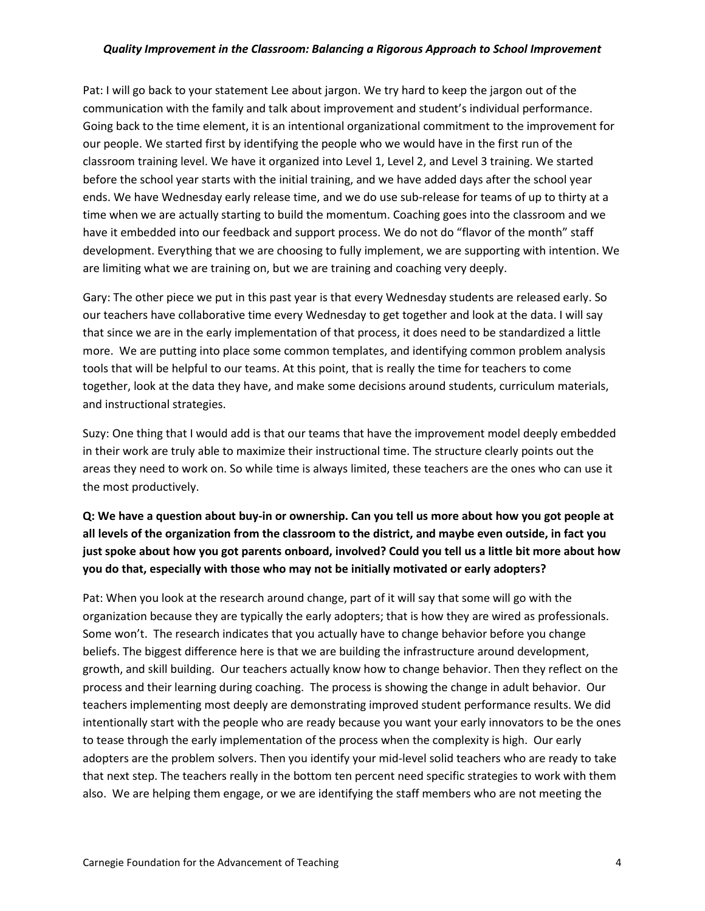Pat: I will go back to your statement Lee about jargon. We try hard to keep the jargon out of the communication with the family and talk about improvement and student's individual performance. Going back to the time element, it is an intentional organizational commitment to the improvement for our people. We started first by identifying the people who we would have in the first run of the classroom training level. We have it organized into Level 1, Level 2, and Level 3 training. We started before the school year starts with the initial training, and we have added days after the school year ends. We have Wednesday early release time, and we do use sub-release for teams of up to thirty at a time when we are actually starting to build the momentum. Coaching goes into the classroom and we have it embedded into our feedback and support process. We do not do "flavor of the month" staff development. Everything that we are choosing to fully implement, we are supporting with intention. We are limiting what we are training on, but we are training and coaching very deeply.

Gary: The other piece we put in this past year is that every Wednesday students are released early. So our teachers have collaborative time every Wednesday to get together and look at the data. I will say that since we are in the early implementation of that process, it does need to be standardized a little more. We are putting into place some common templates, and identifying common problem analysis tools that will be helpful to our teams. At this point, that is really the time for teachers to come together, look at the data they have, and make some decisions around students, curriculum materials, and instructional strategies.

Suzy: One thing that I would add is that our teams that have the improvement model deeply embedded in their work are truly able to maximize their instructional time. The structure clearly points out the areas they need to work on. So while time is always limited, these teachers are the ones who can use it the most productively.

**Q: We have a question about buy-in or ownership. Can you tell us more about how you got people at all levels of the organization from the classroom to the district, and maybe even outside, in fact you just spoke about how you got parents onboard, involved? Could you tell us a little bit more about how you do that, especially with those who may not be initially motivated or early adopters?**

Pat: When you look at the research around change, part of it will say that some will go with the organization because they are typically the early adopters; that is how they are wired as professionals. Some won't. The research indicates that you actually have to change behavior before you change beliefs. The biggest difference here is that we are building the infrastructure around development, growth, and skill building. Our teachers actually know how to change behavior. Then they reflect on the process and their learning during coaching. The process is showing the change in adult behavior. Our teachers implementing most deeply are demonstrating improved student performance results. We did intentionally start with the people who are ready because you want your early innovators to be the ones to tease through the early implementation of the process when the complexity is high. Our early adopters are the problem solvers. Then you identify your mid-level solid teachers who are ready to take that next step. The teachers really in the bottom ten percent need specific strategies to work with them also. We are helping them engage, or we are identifying the staff members who are not meeting the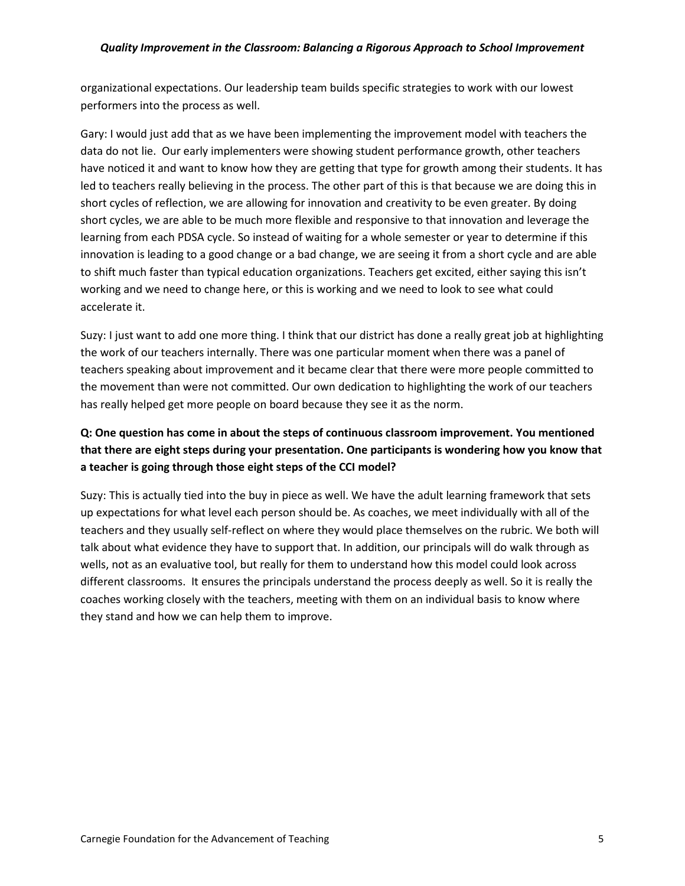organizational expectations. Our leadership team builds specific strategies to work with our lowest performers into the process as well.

Gary: I would just add that as we have been implementing the improvement model with teachers the data do not lie. Our early implementers were showing student performance growth, other teachers have noticed it and want to know how they are getting that type for growth among their students. It has led to teachers really believing in the process. The other part of this is that because we are doing this in short cycles of reflection, we are allowing for innovation and creativity to be even greater. By doing short cycles, we are able to be much more flexible and responsive to that innovation and leverage the learning from each PDSA cycle. So instead of waiting for a whole semester or year to determine if this innovation is leading to a good change or a bad change, we are seeing it from a short cycle and are able to shift much faster than typical education organizations. Teachers get excited, either saying this isn't working and we need to change here, or this is working and we need to look to see what could accelerate it.

Suzy: I just want to add one more thing. I think that our district has done a really great job at highlighting the work of our teachers internally. There was one particular moment when there was a panel of teachers speaking about improvement and it became clear that there were more people committed to the movement than were not committed. Our own dedication to highlighting the work of our teachers has really helped get more people on board because they see it as the norm.

**Q: One question has come in about the steps of continuous classroom improvement. You mentioned that there are eight steps during your presentation. One participants is wondering how you know that a teacher is going through those eight steps of the CCI model?**

Suzy: This is actually tied into the buy in piece as well. We have the adult learning framework that sets up expectations for what level each person should be. As coaches, we meet individually with all of the teachers and they usually self-reflect on where they would place themselves on the rubric. We both will talk about what evidence they have to support that. In addition, our principals will do walk through as wells, not as an evaluative tool, but really for them to understand how this model could look across different classrooms. It ensures the principals understand the process deeply as well. So it is really the coaches working closely with the teachers, meeting with them on an individual basis to know where they stand and how we can help them to improve.